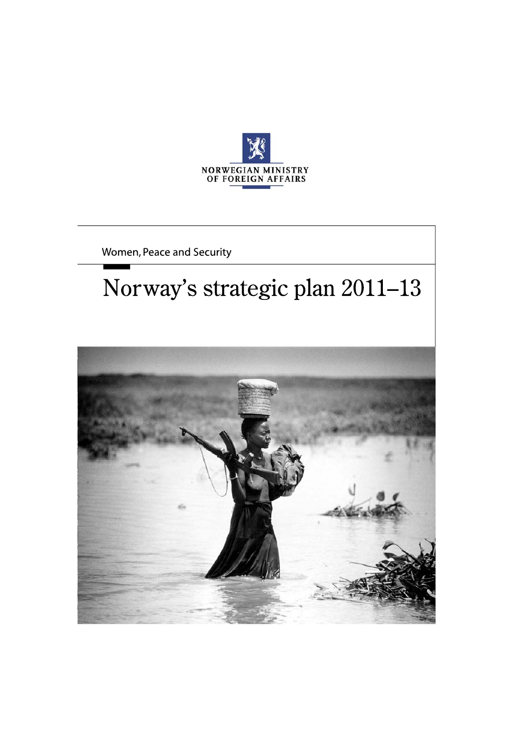NORWEGIAN MINISTRY OF FOREIGN AFFAIRS

Women, Peace and Security

# Norway's strategic plan 2011–13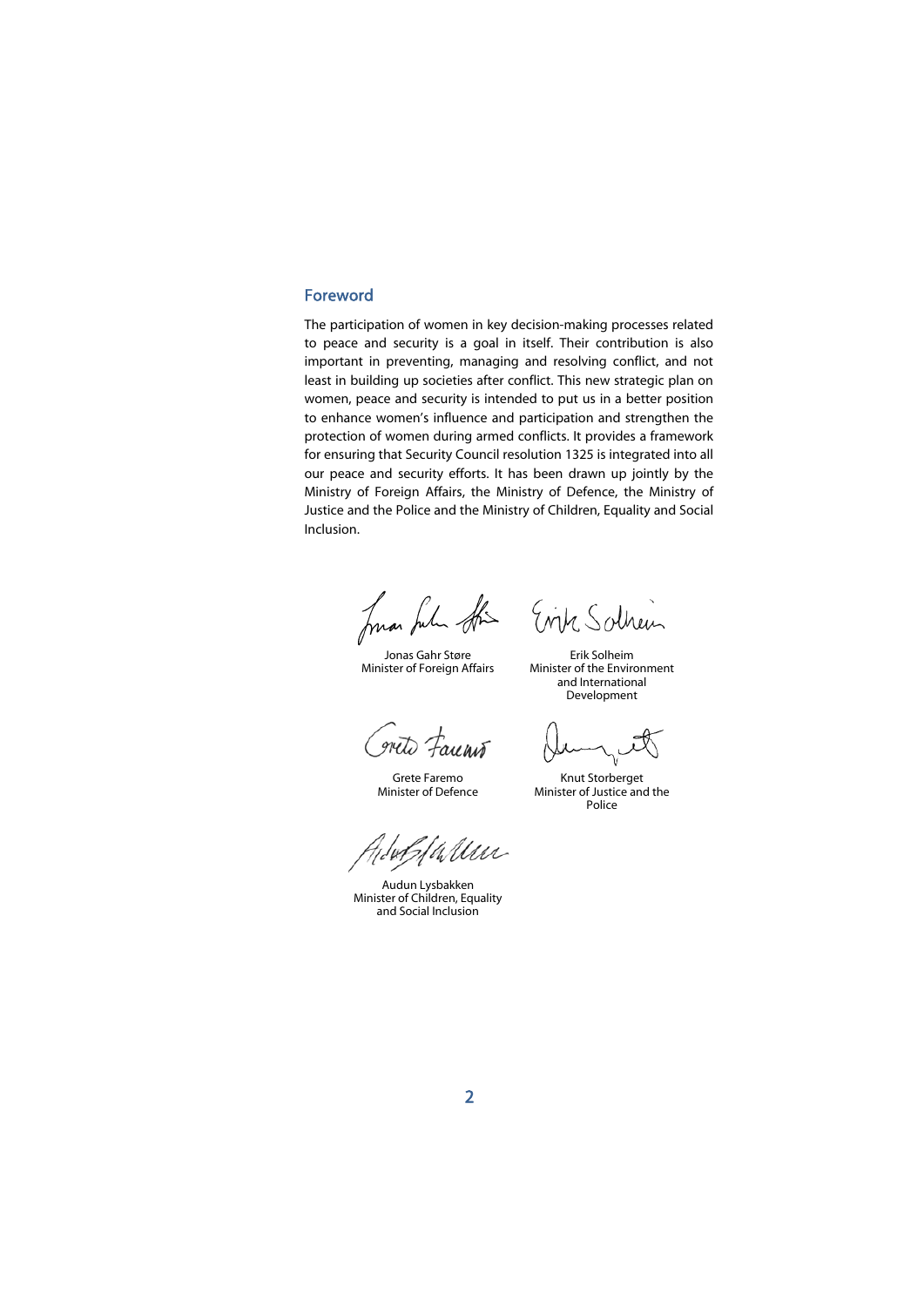## Foreword

The participation of women in key decision-making processes related to peace and security is a goal in itself. Their contribution is also important in preventing, managing and resolving conflict, and not least in building up societies after conflict. This new strategic plan on women, peace and security is intended to put us in a better position to enhance women's influence and participation and strengthen the protection of women during armed conflicts. It provides a framework for ensuring that Security Council resolution 1325 is integrated into all our peace and security efforts. It has been drawn up jointly by the Ministry of Foreign Affairs, the Ministry of Defence, the Ministry of Justice and the Police and the Ministry of Children, Equality and Social Inclusion.

Jonas Gahr Støre
Minister of Foreign Affairs

Erik Solheim
Minister of the Environment and International Development

Grete Faremo
Minister of Defence

Knut Storberget
Minister of Justice and the Police

Audun Lysbakken
Minister of Children, Equality and Social Inclusion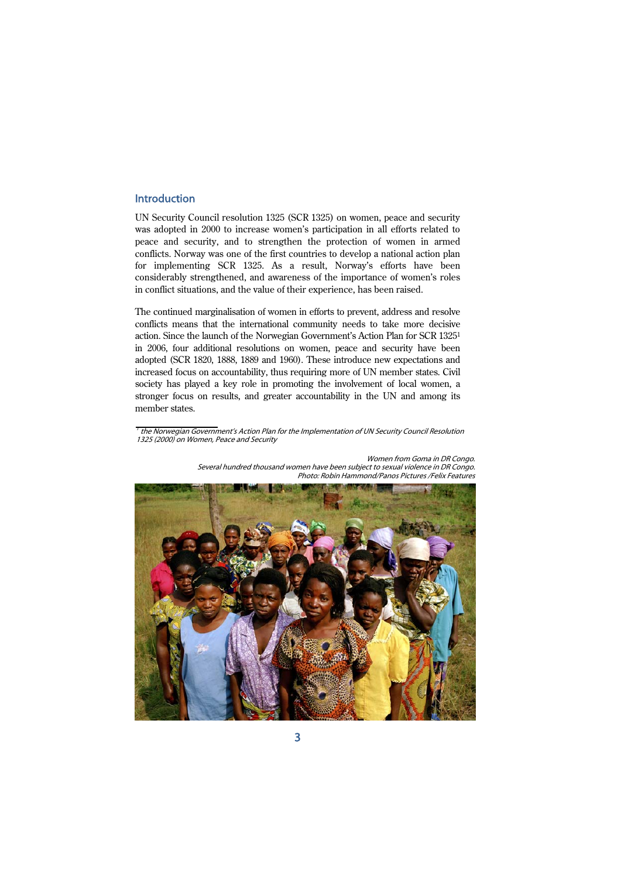## Introduction

UN Security Council resolution 1325 (SCR 1325) on women, peace and security was adopted in 2000 to increase women's participation in all efforts related to peace and security, and to strengthen the protection of women in armed conflicts. Norway was one of the first countries to develop a national action plan for implementing SCR 1325. As a result, Norway's efforts have been considerably strengthened, and awareness of the importance of women's roles in conflict situations, and the value of their experience, has been raised.

The continued marginalisation of women in efforts to prevent, address and resolve conflicts means that the international community needs to take more decisive action. Since the launch of the Norwegian Government's Action Plan for SCR 1325[1] in 2006, four additional resolutions on women, peace and security have been adopted (SCR 1820, 1888, 1889 and 1960). These introduce new expectations and increased focus on accountability, thus requiring more of UN member states. Civil society has played a key role in promoting the involvement of local women, a stronger focus on results, and greater accountability in the UN and among its member states.

[1] *the Norwegian Government's Action Plan for the Implementation of UN Security Council Resolution 1325 (2000) on Women, Peace and Security*

*Women from Goma in DR Congo.*
*Several hundred thousand women have been subject to sexual violence in DR Congo.*
*Photo: Robin Hammond/Panos Pictures /Felix Features*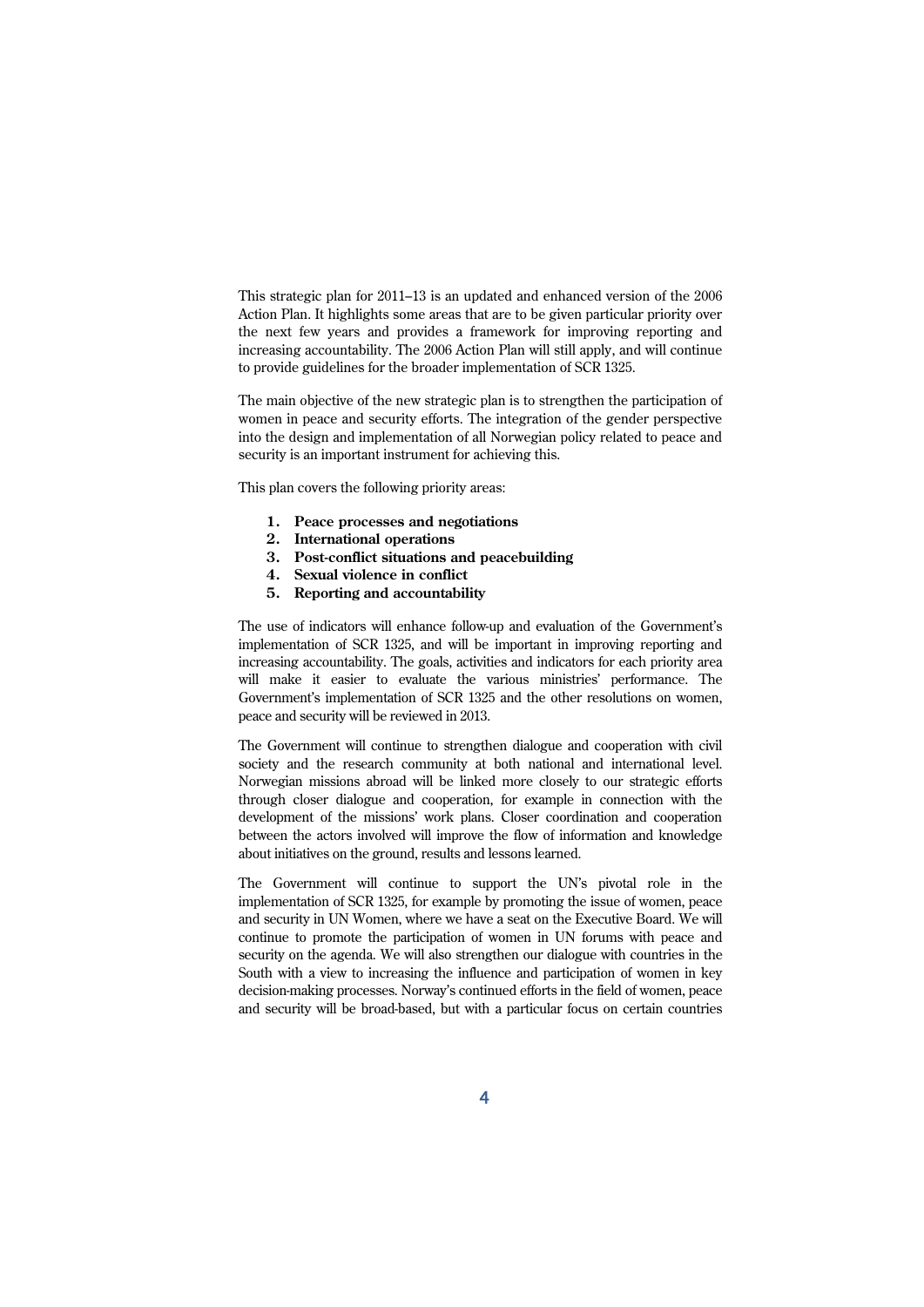This strategic plan for 2011–13 is an updated and enhanced version of the 2006 Action Plan. It highlights some areas that are to be given particular priority over the next few years and provides a framework for improving reporting and increasing accountability. The 2006 Action Plan will still apply, and will continue to provide guidelines for the broader implementation of SCR 1325.

The main objective of the new strategic plan is to strengthen the participation of women in peace and security efforts. The integration of the gender perspective into the design and implementation of all Norwegian policy related to peace and security is an important instrument for achieving this.

This plan covers the following priority areas:

1. **Peace processes and negotiations**
2. **International operations**
3. **Post-conflict situations and peacebuilding**
4. **Sexual violence in conflict**
5. **Reporting and accountability**

The use of indicators will enhance follow-up and evaluation of the Government's implementation of SCR 1325, and will be important in improving reporting and increasing accountability. The goals, activities and indicators for each priority area will make it easier to evaluate the various ministries' performance. The Government's implementation of SCR 1325 and the other resolutions on women, peace and security will be reviewed in 2013.

The Government will continue to strengthen dialogue and cooperation with civil society and the research community at both national and international level. Norwegian missions abroad will be linked more closely to our strategic efforts through closer dialogue and cooperation, for example in connection with the development of the missions' work plans. Closer coordination and cooperation between the actors involved will improve the flow of information and knowledge about initiatives on the ground, results and lessons learned.

The Government will continue to support the UN's pivotal role in the implementation of SCR 1325, for example by promoting the issue of women, peace and security in UN Women, where we have a seat on the Executive Board. We will continue to promote the participation of women in UN forums with peace and security on the agenda. We will also strengthen our dialogue with countries in the South with a view to increasing the influence and participation of women in key decision-making processes. Norway's continued efforts in the field of women, peace and security will be broad-based, but with a particular focus on certain countries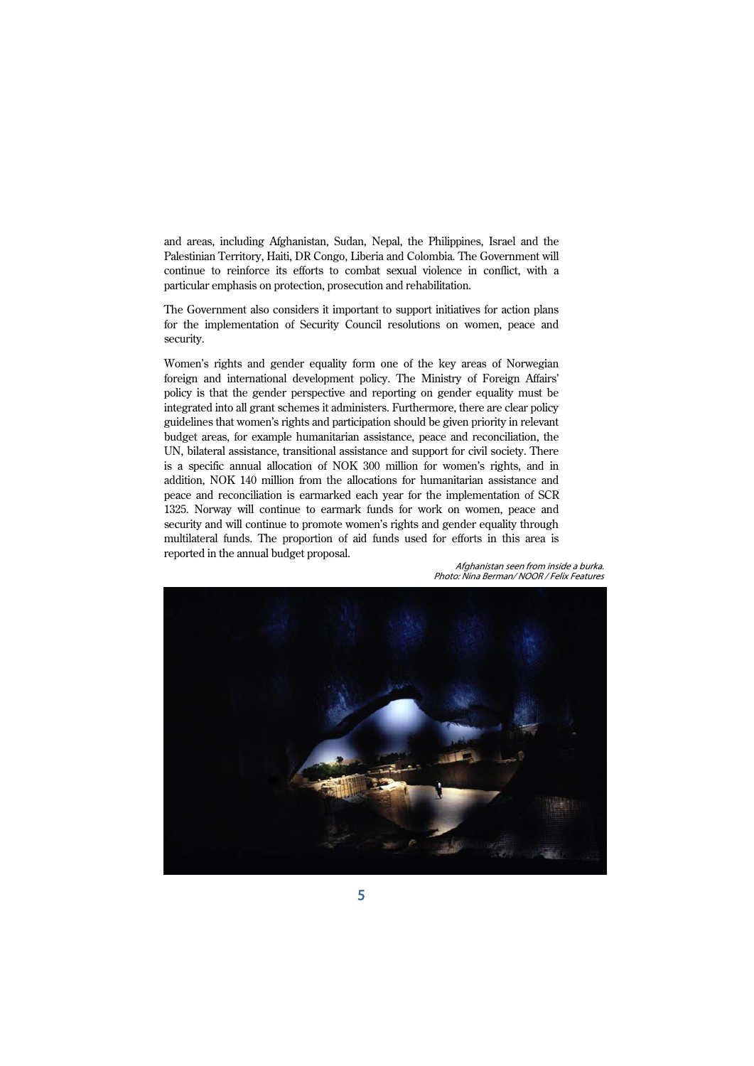and areas, including Afghanistan, Sudan, Nepal, the Philippines, Israel and the Palestinian Territory, Haiti, DR Congo, Liberia and Colombia. The Government will continue to reinforce its efforts to combat sexual violence in conflict, with a particular emphasis on protection, prosecution and rehabilitation.

The Government also considers it important to support initiatives for action plans for the implementation of Security Council resolutions on women, peace and security.

Women's rights and gender equality form one of the key areas of Norwegian foreign and international development policy. The Ministry of Foreign Affairs' policy is that the gender perspective and reporting on gender equality must be integrated into all grant schemes it administers. Furthermore, there are clear policy guidelines that women's rights and participation should be given priority in relevant budget areas, for example humanitarian assistance, peace and reconciliation, the UN, bilateral assistance, transitional assistance and support for civil society. There is a specific annual allocation of NOK 300 million for women's rights, and in addition, NOK 140 million from the allocations for humanitarian assistance and peace and reconciliation is earmarked each year for the implementation of SCR 1325. Norway will continue to earmark funds for work on women, peace and security and will continue to promote women's rights and gender equality through multilateral funds. The proportion of aid funds used for efforts in this area is reported in the annual budget proposal.

*Afghanistan seen from inside a burka. Photo: Nina Berman/ NOOR / Felix Features*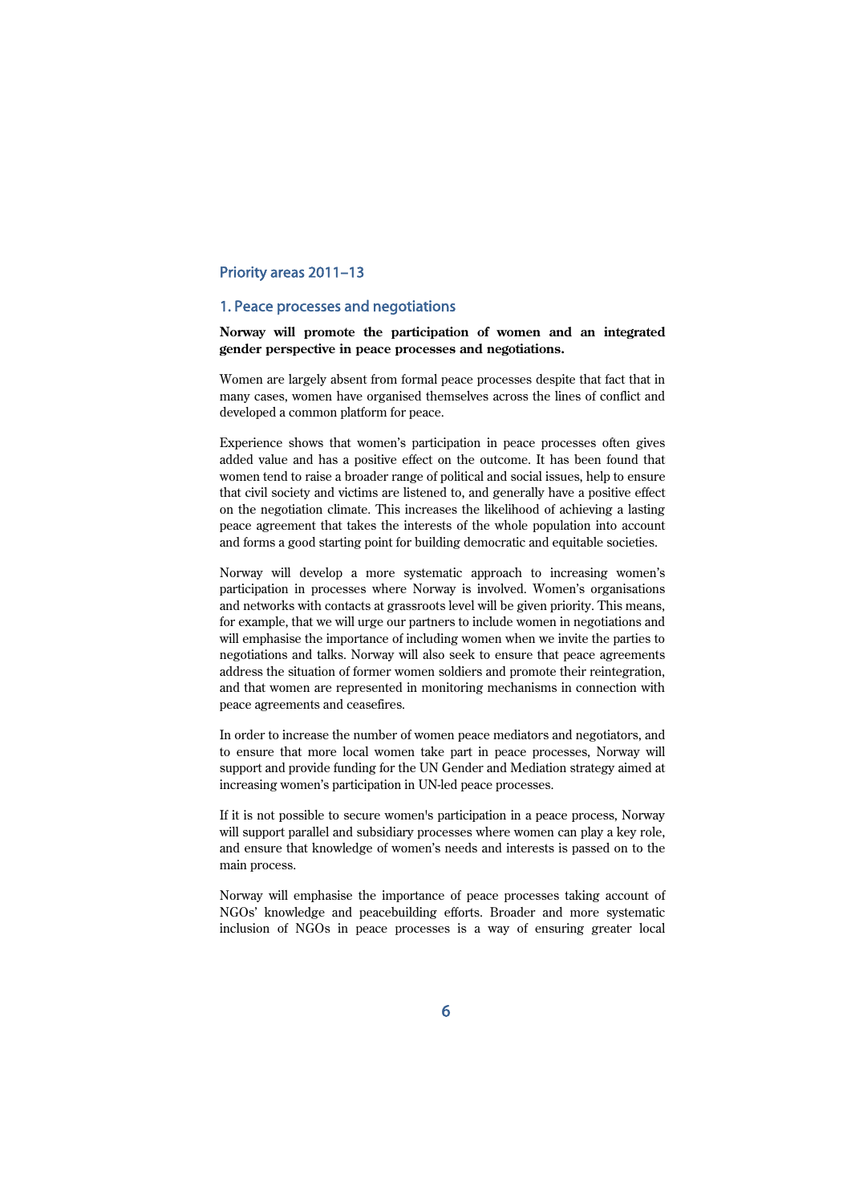## Priority areas 2011–13

### 1. Peace processes and negotiations

**Norway will promote the participation of women and an integrated gender perspective in peace processes and negotiations.**

Women are largely absent from formal peace processes despite that fact that in many cases, women have organised themselves across the lines of conflict and developed a common platform for peace.

Experience shows that women's participation in peace processes often gives added value and has a positive effect on the outcome. It has been found that women tend to raise a broader range of political and social issues, help to ensure that civil society and victims are listened to, and generally have a positive effect on the negotiation climate. This increases the likelihood of achieving a lasting peace agreement that takes the interests of the whole population into account and forms a good starting point for building democratic and equitable societies.

Norway will develop a more systematic approach to increasing women's participation in processes where Norway is involved. Women's organisations and networks with contacts at grassroots level will be given priority. This means, for example, that we will urge our partners to include women in negotiations and will emphasise the importance of including women when we invite the parties to negotiations and talks. Norway will also seek to ensure that peace agreements address the situation of former women soldiers and promote their reintegration, and that women are represented in monitoring mechanisms in connection with peace agreements and ceasefires.

In order to increase the number of women peace mediators and negotiators, and to ensure that more local women take part in peace processes, Norway will support and provide funding for the UN Gender and Mediation strategy aimed at increasing women's participation in UN-led peace processes.

If it is not possible to secure women's participation in a peace process, Norway will support parallel and subsidiary processes where women can play a key role, and ensure that knowledge of women's needs and interests is passed on to the main process.

Norway will emphasise the importance of peace processes taking account of NGOs' knowledge and peacebuilding efforts. Broader and more systematic inclusion of NGOs in peace processes is a way of ensuring greater local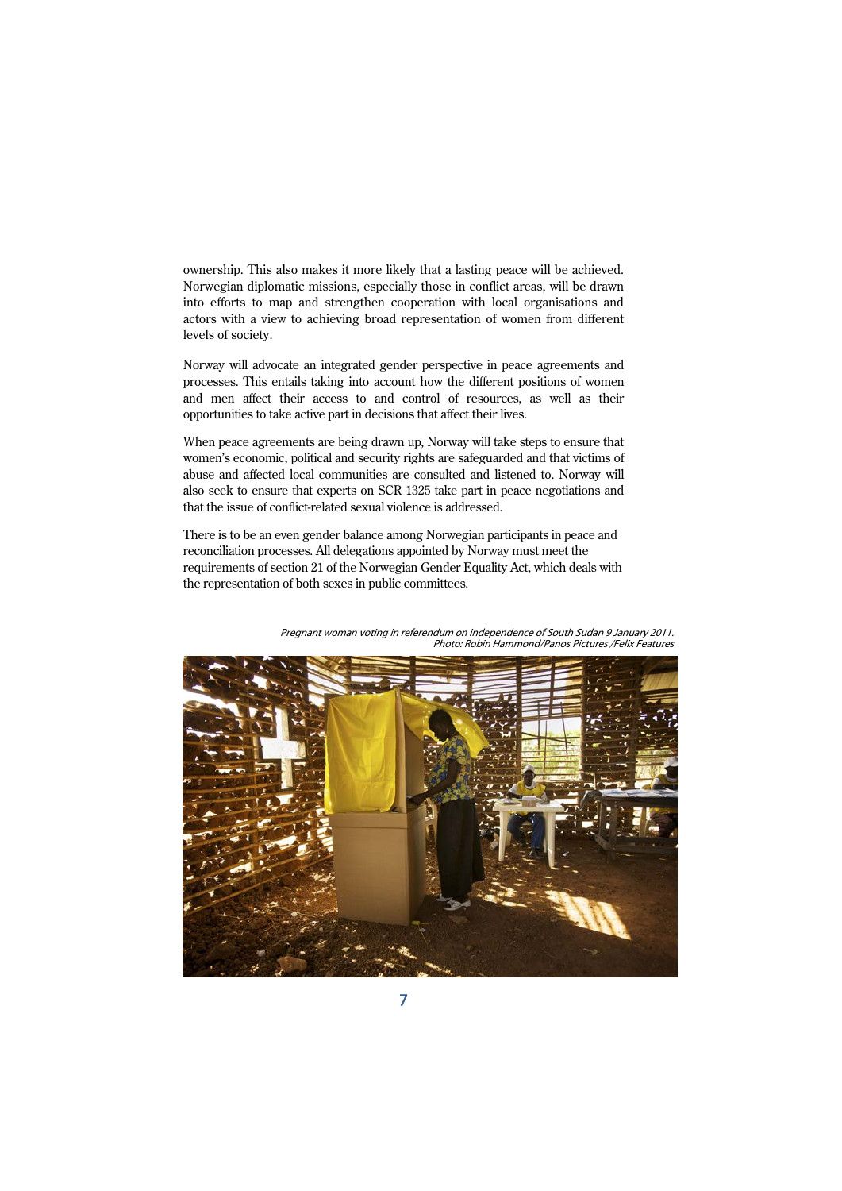ownership. This also makes it more likely that a lasting peace will be achieved. Norwegian diplomatic missions, especially those in conflict areas, will be drawn into efforts to map and strengthen cooperation with local organisations and actors with a view to achieving broad representation of women from different levels of society.

Norway will advocate an integrated gender perspective in peace agreements and processes. This entails taking into account how the different positions of women and men affect their access to and control of resources, as well as their opportunities to take active part in decisions that affect their lives.

When peace agreements are being drawn up, Norway will take steps to ensure that women's economic, political and security rights are safeguarded and that victims of abuse and affected local communities are consulted and listened to. Norway will also seek to ensure that experts on SCR 1325 take part in peace negotiations and that the issue of conflict-related sexual violence is addressed.

There is to be an even gender balance among Norwegian participants in peace and reconciliation processes. All delegations appointed by Norway must meet the requirements of section 21 of the Norwegian Gender Equality Act, which deals with the representation of both sexes in public committees.

*Pregnant woman voting in referendum on independence of South Sudan 9 January 2011.*
*Photo: Robin Hammond/Panos Pictures /Felix Features*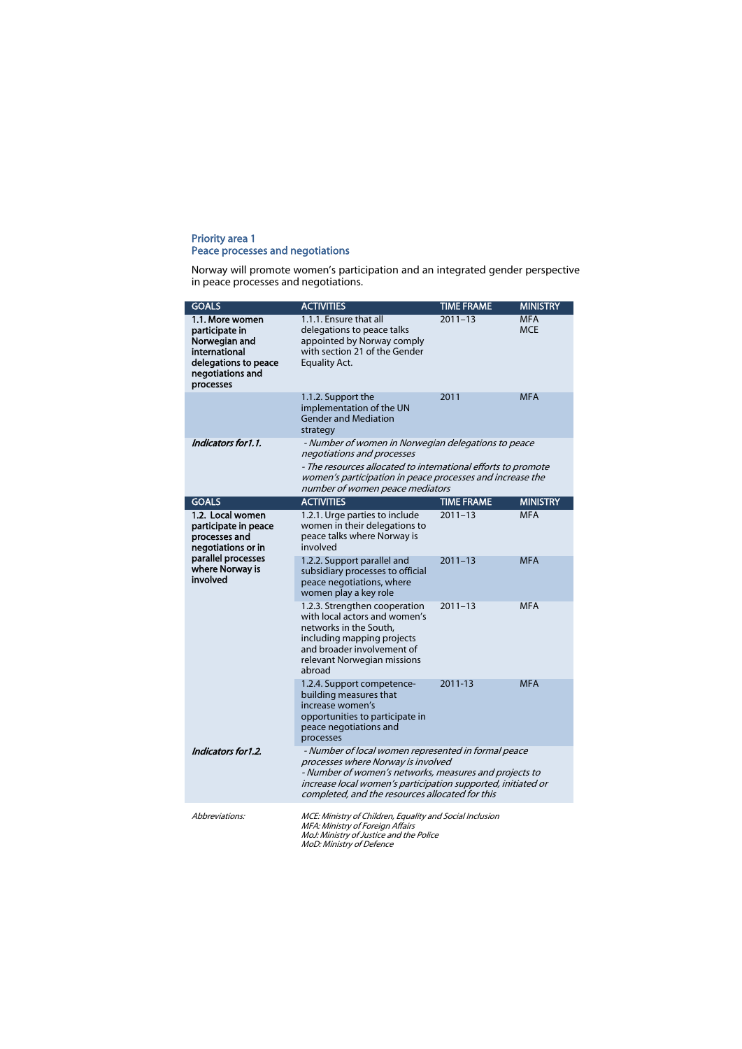## Priority area 1
## Peace processes and negotiations

Norway will promote women's participation and an integrated gender perspective in peace processes and negotiations.

| GOALS | ACTIVITIES | TIME FRAME | MINISTRY |
|---|---|---|---|
| **1.1. More women participate in Norwegian and international delegations to peace negotiations and processes** | 1.1.1. Ensure that all delegations to peace talks appointed by Norway comply with section 21 of the Gender Equality Act. | 2011–13 | MFA<br>MCE |
| | 1.1.2. Support the implementation of the UN Gender and Mediation strategy | 2011 | MFA |
| ***Indicators for1.1.*** | *- Number of women in Norwegian delegations to peace negotiations and processes*<br>*- The resources allocated to international efforts to promote women's participation in peace processes and increase the number of women peace mediators* | | |
| **GOALS** | **ACTIVITIES** | **TIME FRAME** | **MINISTRY** |
| **1.2. Local women participate in peace processes and negotiations or in parallel processes where Norway is involved** | 1.2.1. Urge parties to include women in their delegations to peace talks where Norway is involved | 2011–13 | MFA |
| | 1.2.2. Support parallel and subsidiary processes to official peace negotiations, where women play a key role | 2011–13 | MFA |
| | 1.2.3. Strengthen cooperation with local actors and women's networks in the South, including mapping projects and broader involvement of relevant Norwegian missions abroad | 2011–13 | MFA |
| | 1.2.4. Support competence-building measures that increase women's opportunities to participate in peace negotiations and processes | 2011-13 | MFA |
| ***Indicators for1.2.*** | *- Number of local women represented in formal peace processes where Norway is involved*<br>*- Number of women's networks, measures and projects to increase local women's participation supported, initiated or completed, and the resources allocated for this* | | |

*Abbreviations:*

*MCE: Ministry of Children, Equality and Social Inclusion*
*MFA: Ministry of Foreign Affairs*
*MoJ: Ministry of Justice and the Police*
*MoD: Ministry of Defence*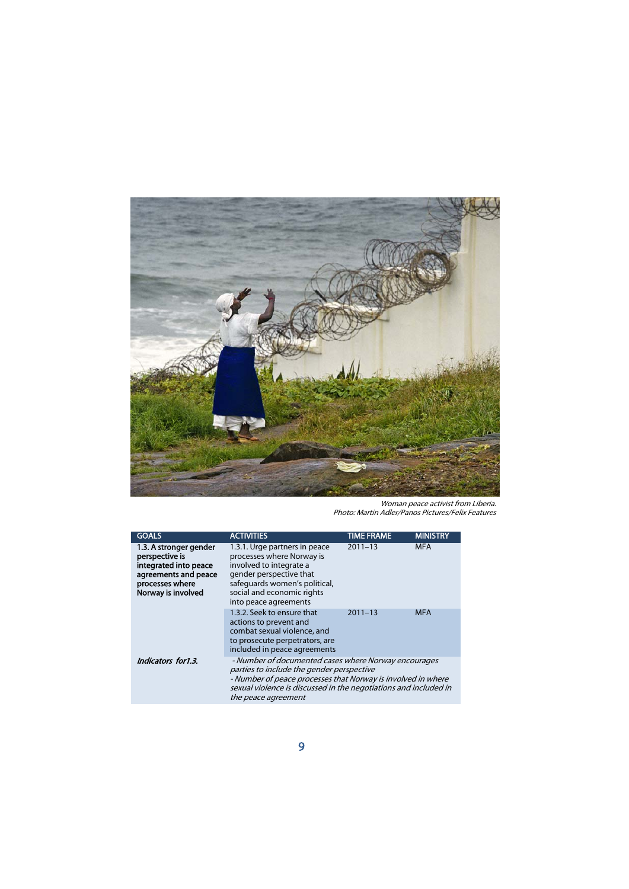*Woman peace activist from Liberia.*
*Photo: Martin Adler/Panos Pictures/Felix Features*

| GOALS | ACTIVITIES | TIME FRAME | MINISTRY |
|---|---|---|---|
| **1.3. A stronger gender perspective is integrated into peace agreements and peace processes where Norway is involved** | 1.3.1. Urge partners in peace processes where Norway is involved to integrate a gender perspective that safeguards women's political, social and economic rights into peace agreements | 2011–13 | MFA |
| | 1.3.2. Seek to ensure that actions to prevent and combat sexual violence, and to prosecute perpetrators, are included in peace agreements | 2011–13 | MFA |
| ***Indicators for1.3.*** | *- Number of documented cases where Norway encourages parties to include the gender perspective*<br>*- Number of peace processes that Norway is involved in where sexual violence is discussed in the negotiations and included in the peace agreement* | | |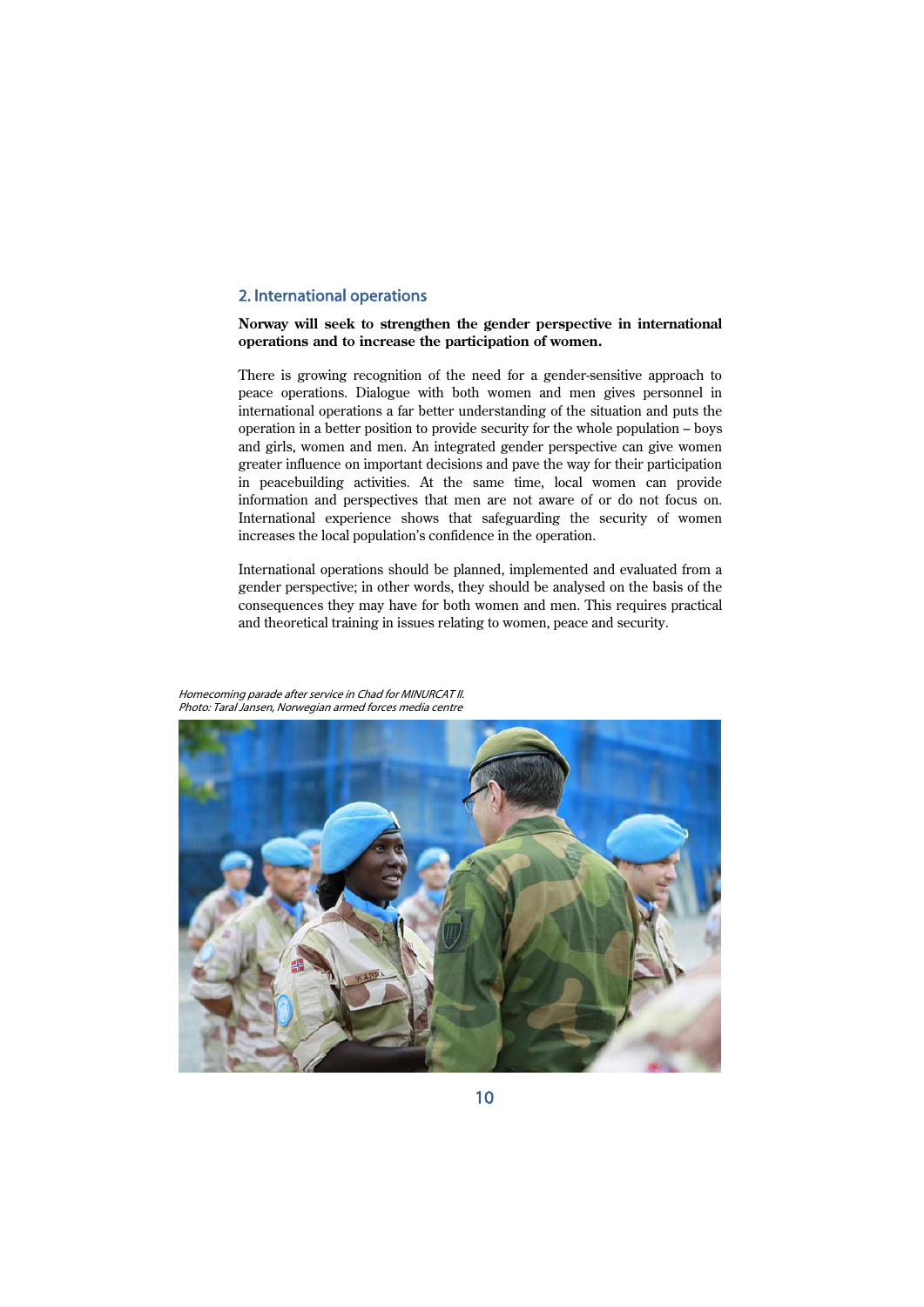## 2. International operations

**Norway will seek to strengthen the gender perspective in international operations and to increase the participation of women.**

There is growing recognition of the need for a gender-sensitive approach to peace operations. Dialogue with both women and men gives personnel in international operations a far better understanding of the situation and puts the operation in a better position to provide security for the whole population – boys and girls, women and men. An integrated gender perspective can give women greater influence on important decisions and pave the way for their participation in peacebuilding activities. At the same time, local women can provide information and perspectives that men are not aware of or do not focus on. International experience shows that safeguarding the security of women increases the local population's confidence in the operation.

International operations should be planned, implemented and evaluated from a gender perspective; in other words, they should be analysed on the basis of the consequences they may have for both women and men. This requires practical and theoretical training in issues relating to women, peace and security.

*Homecoming parade after service in Chad for MINURCAT II.*
*Photo: Taral Jansen, Norwegian armed forces media centre*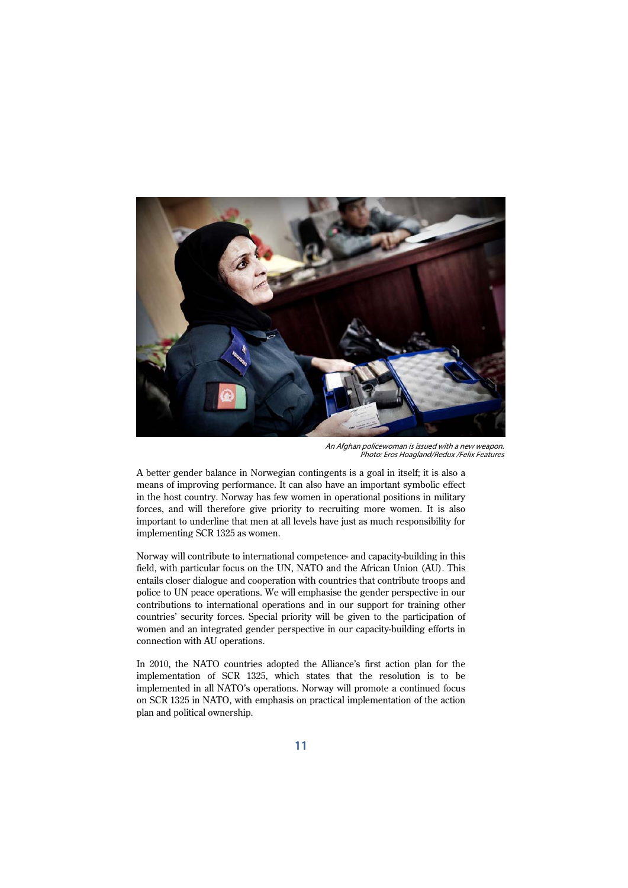*An Afghan policewoman is issued with a new weapon.*
*Photo: Eros Hoagland/Redux /Felix Features*

A better gender balance in Norwegian contingents is a goal in itself; it is also a means of improving performance. It can also have an important symbolic effect in the host country. Norway has few women in operational positions in military forces, and will therefore give priority to recruiting more women. It is also important to underline that men at all levels have just as much responsibility for implementing SCR 1325 as women.

Norway will contribute to international competence- and capacity-building in this field, with particular focus on the UN, NATO and the African Union (AU). This entails closer dialogue and cooperation with countries that contribute troops and police to UN peace operations. We will emphasise the gender perspective in our contributions to international operations and in our support for training other countries' security forces. Special priority will be given to the participation of women and an integrated gender perspective in our capacity-building efforts in connection with AU operations.

In 2010, the NATO countries adopted the Alliance's first action plan for the implementation of SCR 1325, which states that the resolution is to be implemented in all NATO's operations. Norway will promote a continued focus on SCR 1325 in NATO, with emphasis on practical implementation of the action plan and political ownership.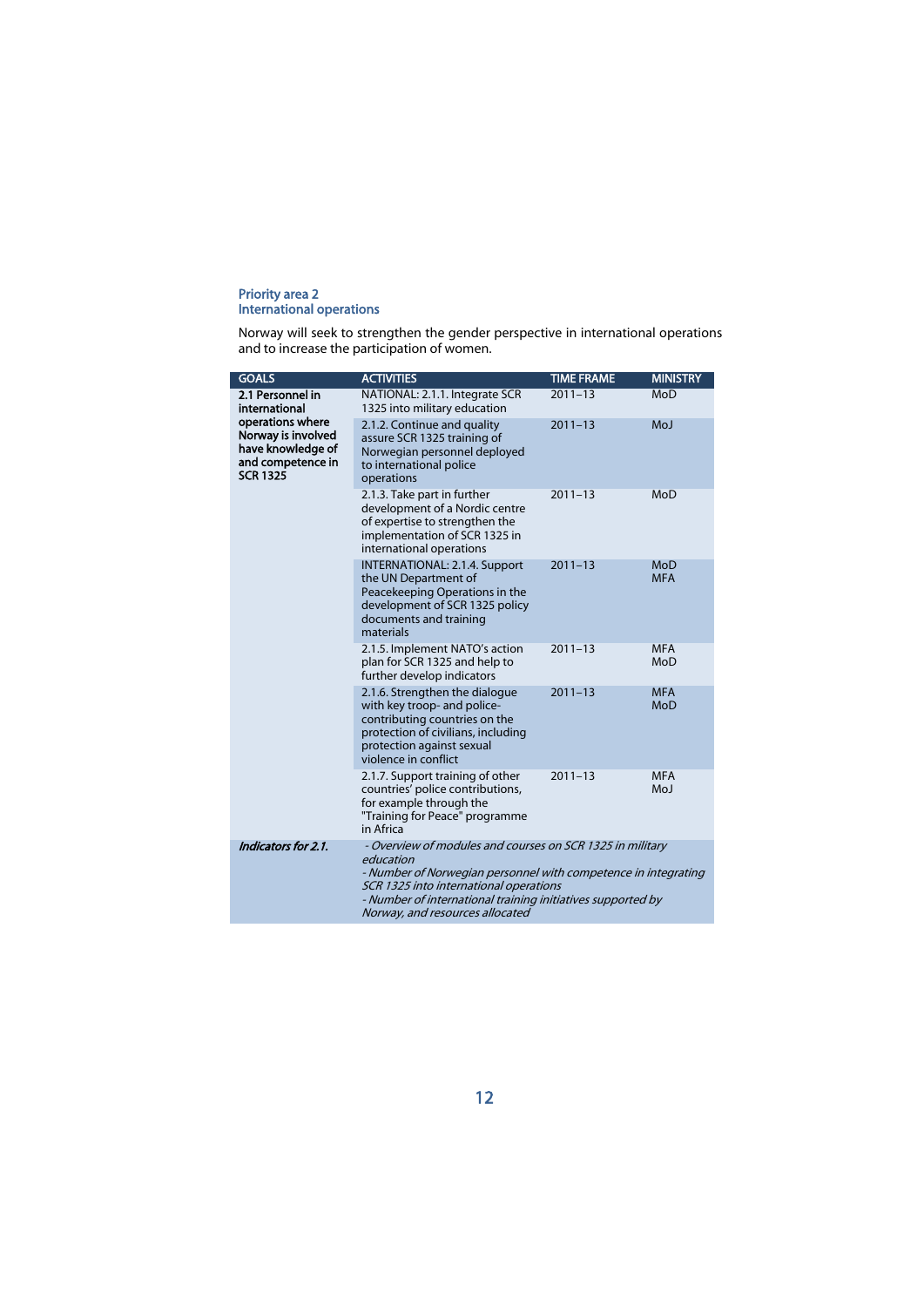## Priority area 2
## International operations

Norway will seek to strengthen the gender perspective in international operations and to increase the participation of women.

| GOALS | ACTIVITIES | TIME FRAME | MINISTRY |
|---|---|---|---|
| **2.1 Personnel in international operations where Norway is involved have knowledge of and competence in SCR 1325** | NATIONAL: 2.1.1. Integrate SCR 1325 into military education | 2011–13 | MoD |
| | 2.1.2. Continue and quality assure SCR 1325 training of Norwegian personnel deployed to international police operations | 2011–13 | MoJ |
| | 2.1.3. Take part in further development of a Nordic centre of expertise to strengthen the implementation of SCR 1325 in international operations | 2011–13 | MoD |
| | INTERNATIONAL: 2.1.4. Support the UN Department of Peacekeeping Operations in the development of SCR 1325 policy documents and training materials | 2011–13 | MoD MFA |
| | 2.1.5. Implement NATO's action plan for SCR 1325 and help to further develop indicators | 2011–13 | MFA MoD |
| | 2.1.6. Strengthen the dialogue with key troop- and police-contributing countries on the protection of civilians, including protection against sexual violence in conflict | 2011–13 | MFA MoD |
| | 2.1.7. Support training of other countries' police contributions, for example through the "Training for Peace" programme in Africa | 2011–13 | MFA MoJ |
| ***Indicators for 2.1.*** | *- Overview of modules and courses on SCR 1325 in military education*<br>*- Number of Norwegian personnel with competence in integrating SCR 1325 into international operations*<br>*- Number of international training initiatives supported by Norway, and resources allocated* | | |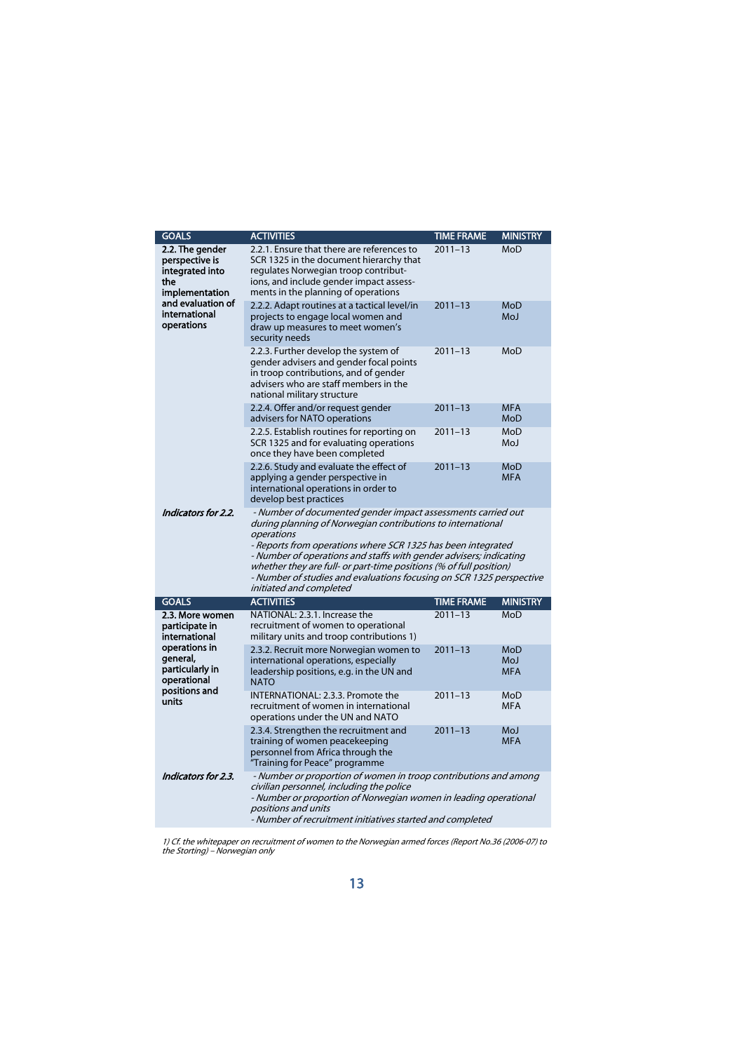| GOALS | ACTIVITIES | TIME FRAME | MINISTRY |
|---|---|---|---|
| **2.2. The gender perspective is integrated into the implementation and evaluation of international operations** | 2.2.1. Ensure that there are references to SCR 1325 in the document hierarchy that regulates Norwegian troop contributions, and include gender impact assessments in the planning of operations | 2011–13 | MoD |
| | 2.2.2. Adapt routines at a tactical level/in projects to engage local women and draw up measures to meet women's security needs | 2011–13 | MoD MoJ |
| | 2.2.3. Further develop the system of gender advisers and gender focal points in troop contributions, and of gender advisers who are staff members in the national military structure | 2011–13 | MoD |
| | 2.2.4. Offer and/or request gender advisers for NATO operations | 2011–13 | MFA MoD |
| | 2.2.5. Establish routines for reporting on SCR 1325 and for evaluating operations once they have been completed | 2011–13 | MoD MoJ |
| | 2.2.6. Study and evaluate the effect of applying a gender perspective in international operations in order to develop best practices | 2011–13 | MoD MFA |
| ***Indicators for 2.2.*** | *- Number of documented gender impact assessments carried out during planning of Norwegian contributions to international operations*<br>*- Reports from operations where SCR 1325 has been integrated*<br>*- Number of operations and staffs with gender advisers; indicating whether they are full- or part-time positions (% of full position)*<br>*- Number of studies and evaluations focusing on SCR 1325 perspective initiated and completed* | | |

| GOALS | ACTIVITIES | TIME FRAME | MINISTRY |
|---|---|---|---|
| **2.3. More women participate in international operations in general, particularly in operational positions and units** | NATIONAL: 2.3.1. Increase the recruitment of women to operational military units and troop contributions 1) | 2011–13 | MoD |
| | 2.3.2. Recruit more Norwegian women to international operations, especially leadership positions, e.g. in the UN and NATO | 2011–13 | MoD MoJ MFA |
| | INTERNATIONAL: 2.3.3. Promote the recruitment of women in international operations under the UN and NATO | 2011–13 | MoD MFA |
| | 2.3.4. Strengthen the recruitment and training of women peacekeeping personnel from Africa through the "Training for Peace" programme | 2011–13 | MoJ MFA |
| ***Indicators for 2.3.*** | *- Number or proportion of women in troop contributions and among civilian personnel, including the police*<br>*- Number or proportion of Norwegian women in leading operational positions and units*<br>*- Number of recruitment initiatives started and completed* | | |

*1) Cf. the whitepaper on recruitment of women to the Norwegian armed forces (Report No.36 (2006-07) to the Storting) – Norwegian only*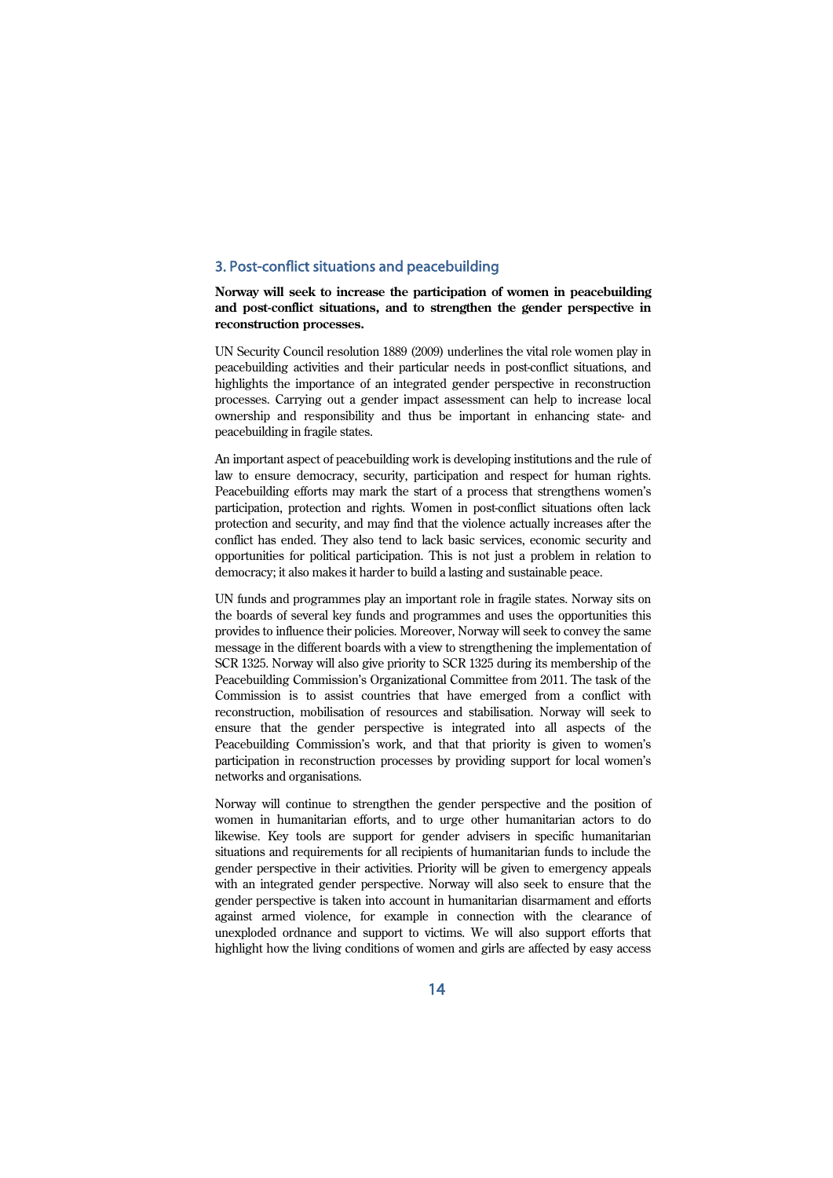## 3. Post-conflict situations and peacebuilding

**Norway will seek to increase the participation of women in peacebuilding and post-conflict situations, and to strengthen the gender perspective in reconstruction processes.**

UN Security Council resolution 1889 (2009) underlines the vital role women play in peacebuilding activities and their particular needs in post-conflict situations, and highlights the importance of an integrated gender perspective in reconstruction processes. Carrying out a gender impact assessment can help to increase local ownership and responsibility and thus be important in enhancing state- and peacebuilding in fragile states.

An important aspect of peacebuilding work is developing institutions and the rule of law to ensure democracy, security, participation and respect for human rights. Peacebuilding efforts may mark the start of a process that strengthens women's participation, protection and rights. Women in post-conflict situations often lack protection and security, and may find that the violence actually increases after the conflict has ended. They also tend to lack basic services, economic security and opportunities for political participation. This is not just a problem in relation to democracy; it also makes it harder to build a lasting and sustainable peace.

UN funds and programmes play an important role in fragile states. Norway sits on the boards of several key funds and programmes and uses the opportunities this provides to influence their policies. Moreover, Norway will seek to convey the same message in the different boards with a view to strengthening the implementation of SCR 1325. Norway will also give priority to SCR 1325 during its membership of the Peacebuilding Commission's Organizational Committee from 2011. The task of the Commission is to assist countries that have emerged from a conflict with reconstruction, mobilisation of resources and stabilisation. Norway will seek to ensure that the gender perspective is integrated into all aspects of the Peacebuilding Commission's work, and that that priority is given to women's participation in reconstruction processes by providing support for local women's networks and organisations.

Norway will continue to strengthen the gender perspective and the position of women in humanitarian efforts, and to urge other humanitarian actors to do likewise. Key tools are support for gender advisers in specific humanitarian situations and requirements for all recipients of humanitarian funds to include the gender perspective in their activities. Priority will be given to emergency appeals with an integrated gender perspective. Norway will also seek to ensure that the gender perspective is taken into account in humanitarian disarmament and efforts against armed violence, for example in connection with the clearance of unexploded ordnance and support to victims. We will also support efforts that highlight how the living conditions of women and girls are affected by easy access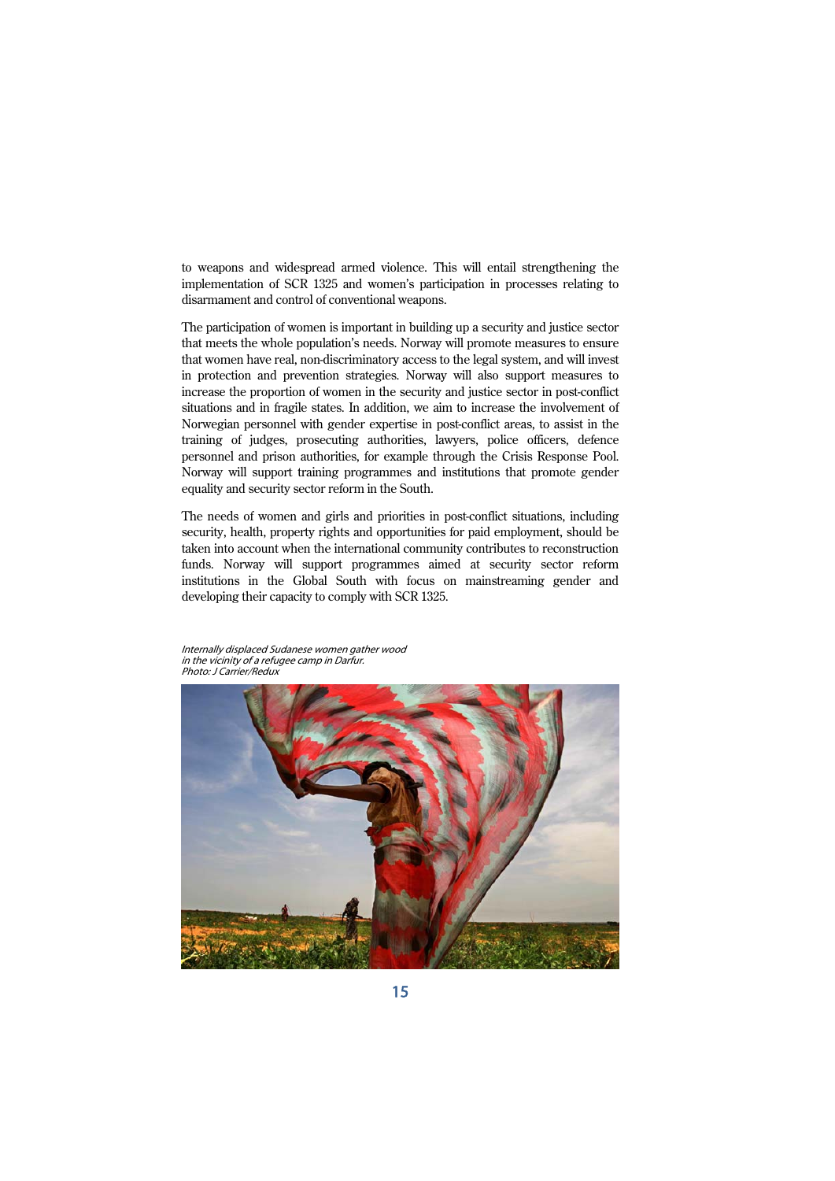to weapons and widespread armed violence. This will entail strengthening the implementation of SCR 1325 and women's participation in processes relating to disarmament and control of conventional weapons.

The participation of women is important in building up a security and justice sector that meets the whole population's needs. Norway will promote measures to ensure that women have real, non-discriminatory access to the legal system, and will invest in protection and prevention strategies. Norway will also support measures to increase the proportion of women in the security and justice sector in post-conflict situations and in fragile states. In addition, we aim to increase the involvement of Norwegian personnel with gender expertise in post-conflict areas, to assist in the training of judges, prosecuting authorities, lawyers, police officers, defence personnel and prison authorities, for example through the Crisis Response Pool. Norway will support training programmes and institutions that promote gender equality and security sector reform in the South.

The needs of women and girls and priorities in post-conflict situations, including security, health, property rights and opportunities for paid employment, should be taken into account when the international community contributes to reconstruction funds. Norway will support programmes aimed at security sector reform institutions in the Global South with focus on mainstreaming gender and developing their capacity to comply with SCR 1325.

*Internally displaced Sudanese women gather wood in the vicinity of a refugee camp in Darfur.*
*Photo: J Carrier/Redux*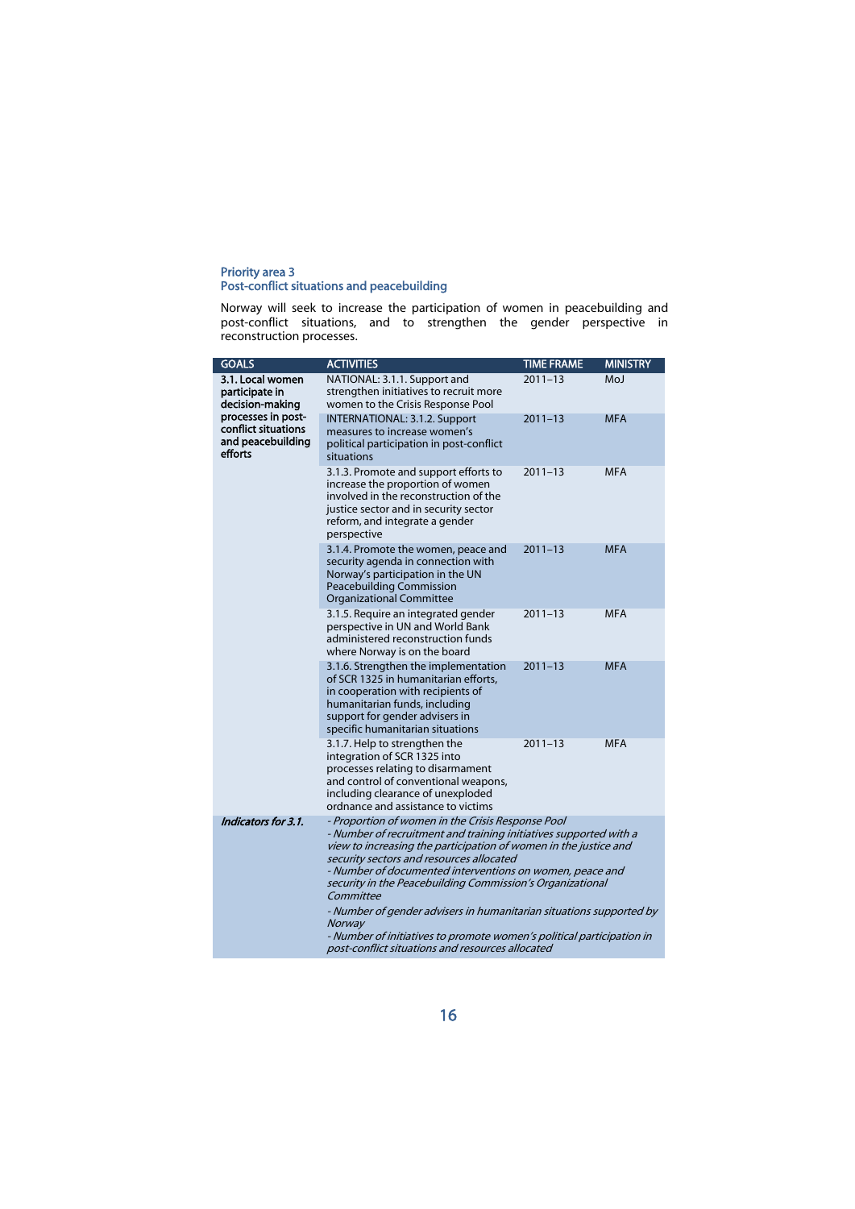## Priority area 3
## Post-conflict situations and peacebuilding

Norway will seek to increase the participation of women in peacebuilding and post-conflict situations, and to strengthen the gender perspective in reconstruction processes.

| GOALS | ACTIVITIES | TIME FRAME | MINISTRY |
|---|---|---|---|
| **3.1. Local women participate in decision-making processes in post-conflict situations and peacebuilding efforts** | NATIONAL: 3.1.1. Support and strengthen initiatives to recruit more women to the Crisis Response Pool | 2011–13 | MoJ |
| | INTERNATIONAL: 3.1.2. Support measures to increase women's political participation in post-conflict situations | 2011–13 | MFA |
| | 3.1.3. Promote and support efforts to increase the proportion of women involved in the reconstruction of the justice sector and in security sector reform, and integrate a gender perspective | 2011–13 | MFA |
| | 3.1.4. Promote the women, peace and security agenda in connection with Norway's participation in the UN Peacebuilding Commission Organizational Committee | 2011–13 | MFA |
| | 3.1.5. Require an integrated gender perspective in UN and World Bank administered reconstruction funds where Norway is on the board | 2011–13 | MFA |
| | 3.1.6. Strengthen the implementation of SCR 1325 in humanitarian efforts, in cooperation with recipients of humanitarian funds, including support for gender advisers in specific humanitarian situations | 2011–13 | MFA |
| | 3.1.7. Help to strengthen the integration of SCR 1325 into processes relating to disarmament and control of conventional weapons, including clearance of unexploded ordnance and assistance to victims | 2011–13 | MFA |
| ***Indicators for 3.1.*** | *- Proportion of women in the Crisis Response Pool*<br>*- Number of recruitment and training initiatives supported with a view to increasing the participation of women in the justice and security sectors and resources allocated*<br>*- Number of documented interventions on women, peace and security in the Peacebuilding Commission's Organizational Committee*<br>*- Number of gender advisers in humanitarian situations supported by Norway*<br>*- Number of initiatives to promote women's political participation in post-conflict situations and resources allocated* | | |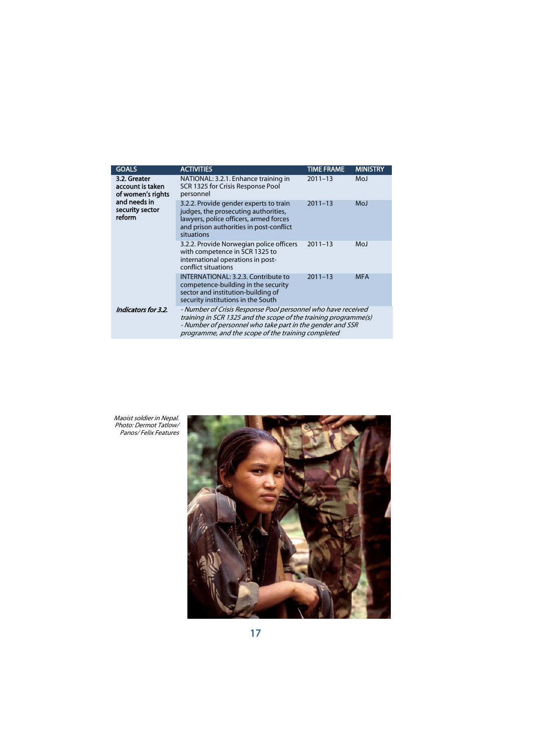| GOALS | ACTIVITIES | TIME FRAME | MINISTRY |
|---|---|---|---|
| **3.2. Greater account is taken of women's rights and needs in security sector reform** | NATIONAL: 3.2.1. Enhance training in SCR 1325 for Crisis Response Pool personnel | 2011–13 | MoJ |
| | 3.2.2. Provide gender experts to train judges, the prosecuting authorities, lawyers, police officers, armed forces and prison authorities in post-conflict situations | 2011–13 | MoJ |
| | 3.2.2. Provide Norwegian police officers with competence in SCR 1325 to international operations in post-conflict situations | 2011–13 | MoJ |
| | INTERNATIONAL: 3.2.3. Contribute to competence-building in the security sector and institution-building of security institutions in the South | 2011–13 | MFA |
| ***Indicators for 3.2.*** | *- Number of Crisis Response Pool personnel who have received training in SCR 1325 and the scope of the training programme(s)* *- Number of personnel who take part in the gender and SSR programme, and the scope of the training completed* | | |

*Maoist soldier in Nepal. Photo: Dermot Tatlow/ Panos/ Felix Features*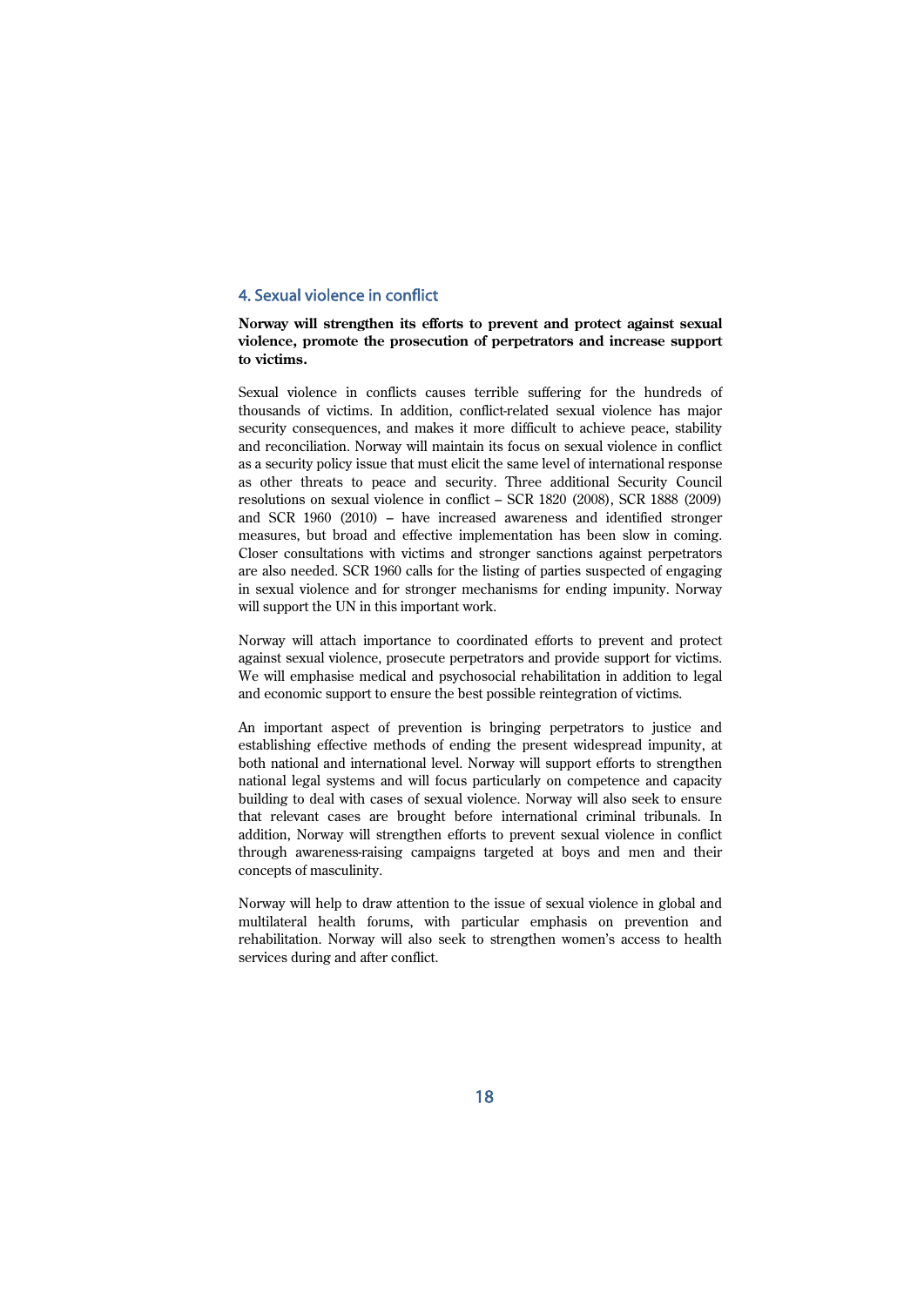## 4. Sexual violence in conflict

**Norway will strengthen its efforts to prevent and protect against sexual violence, promote the prosecution of perpetrators and increase support to victims.**

Sexual violence in conflicts causes terrible suffering for the hundreds of thousands of victims. In addition, conflict-related sexual violence has major security consequences, and makes it more difficult to achieve peace, stability and reconciliation. Norway will maintain its focus on sexual violence in conflict as a security policy issue that must elicit the same level of international response as other threats to peace and security. Three additional Security Council resolutions on sexual violence in conflict – SCR 1820 (2008), SCR 1888 (2009) and SCR 1960 (2010) – have increased awareness and identified stronger measures, but broad and effective implementation has been slow in coming. Closer consultations with victims and stronger sanctions against perpetrators are also needed. SCR 1960 calls for the listing of parties suspected of engaging in sexual violence and for stronger mechanisms for ending impunity. Norway will support the UN in this important work.

Norway will attach importance to coordinated efforts to prevent and protect against sexual violence, prosecute perpetrators and provide support for victims. We will emphasise medical and psychosocial rehabilitation in addition to legal and economic support to ensure the best possible reintegration of victims.

An important aspect of prevention is bringing perpetrators to justice and establishing effective methods of ending the present widespread impunity, at both national and international level. Norway will support efforts to strengthen national legal systems and will focus particularly on competence and capacity building to deal with cases of sexual violence. Norway will also seek to ensure that relevant cases are brought before international criminal tribunals. In addition, Norway will strengthen efforts to prevent sexual violence in conflict through awareness-raising campaigns targeted at boys and men and their concepts of masculinity.

Norway will help to draw attention to the issue of sexual violence in global and multilateral health forums, with particular emphasis on prevention and rehabilitation. Norway will also seek to strengthen women's access to health services during and after conflict.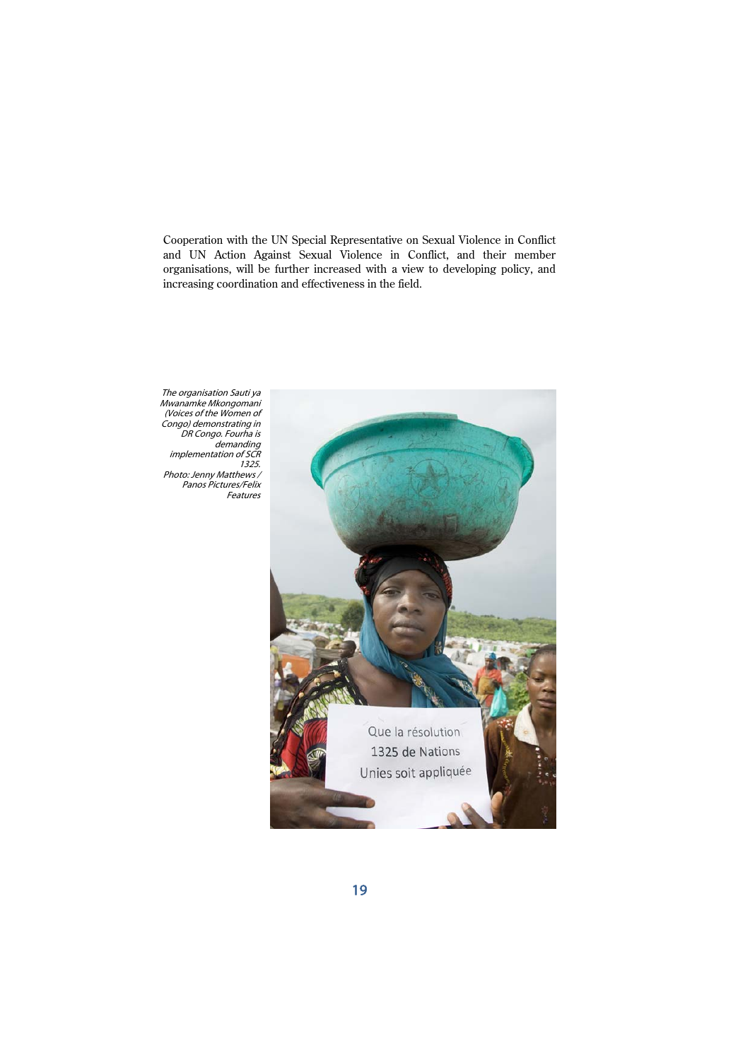Cooperation with the UN Special Representative on Sexual Violence in Conflict and UN Action Against Sexual Violence in Conflict, and their member organisations, will be further increased with a view to developing policy, and increasing coordination and effectiveness in the field.

*The organisation Sauti ya Mwanamke Mkongomani (Voices of the Women of Congo) demonstrating in DR Congo. Fourha is demanding implementation of SCR 1325. Photo: Jenny Matthews / Panos Pictures/Felix Features*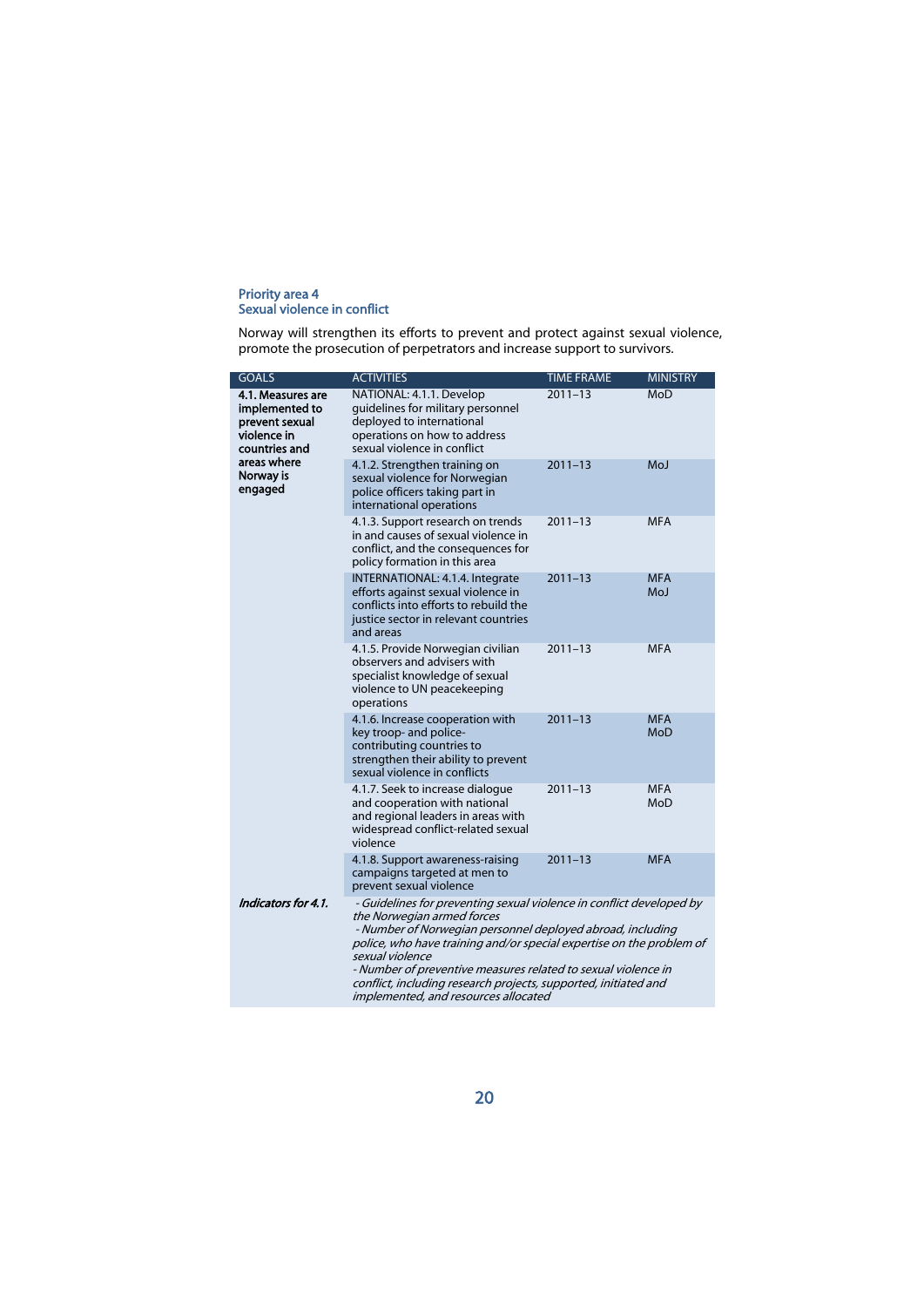## Priority area 4
## Sexual violence in conflict

Norway will strengthen its efforts to prevent and protect against sexual violence, promote the prosecution of perpetrators and increase support to survivors.

| GOALS | ACTIVITIES | TIME FRAME | MINISTRY |
|---|---|---|---|
| **4.1. Measures are implemented to prevent sexual violence in countries and areas where Norway is engaged** | NATIONAL: 4.1.1. Develop guidelines for military personnel deployed to international operations on how to address sexual violence in conflict | 2011–13 | MoD |
| | 4.1.2. Strengthen training on sexual violence for Norwegian police officers taking part in international operations | 2011–13 | MoJ |
| | 4.1.3. Support research on trends in and causes of sexual violence in conflict, and the consequences for policy formation in this area | 2011–13 | MFA |
| | INTERNATIONAL: 4.1.4. Integrate efforts against sexual violence in conflicts into efforts to rebuild the justice sector in relevant countries and areas | 2011–13 | MFA MoJ |
| | 4.1.5. Provide Norwegian civilian observers and advisers with specialist knowledge of sexual violence to UN peacekeeping operations | 2011–13 | MFA |
| | 4.1.6. Increase cooperation with key troop- and police-contributing countries to strengthen their ability to prevent sexual violence in conflicts | 2011–13 | MFA MoD |
| | 4.1.7. Seek to increase dialogue and cooperation with national and regional leaders in areas with widespread conflict-related sexual violence | 2011–13 | MFA MoD |
| | 4.1.8. Support awareness-raising campaigns targeted at men to prevent sexual violence | 2011–13 | MFA |
| ***Indicators for 4.1.*** | *- Guidelines for preventing sexual violence in conflict developed by the Norwegian armed forces*<br>*- Number of Norwegian personnel deployed abroad, including police, who have training and/or special expertise on the problem of sexual violence*<br>*- Number of preventive measures related to sexual violence in conflict, including research projects, supported, initiated and implemented, and resources allocated* | | |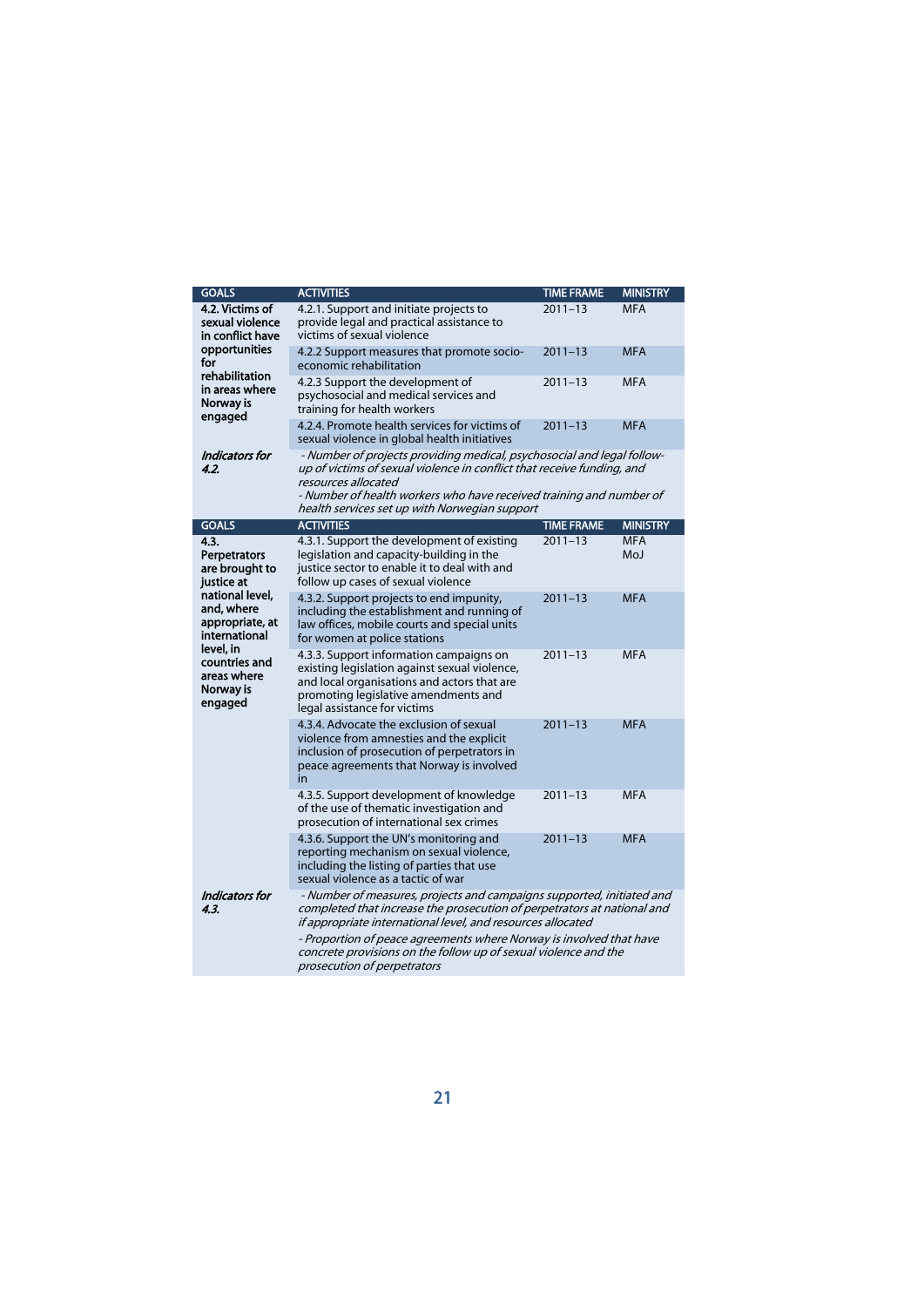| GOALS | ACTIVITIES | TIME FRAME | MINISTRY |
|---|---|---|---|
| **4.2. Victims of sexual violence in conflict have opportunities for rehabilitation in areas where Norway is engaged** | 4.2.1. Support and initiate projects to provide legal and practical assistance to victims of sexual violence | 2011–13 | MFA |
| | 4.2.2 Support measures that promote socio-economic rehabilitation | 2011–13 | MFA |
| | 4.2.3 Support the development of psychosocial and medical services and training for health workers | 2011–13 | MFA |
| | 4.2.4. Promote health services for victims of sexual violence in global health initiatives | 2011–13 | MFA |
| ***Indicators for 4.2.*** | *- Number of projects providing medical, psychosocial and legal follow-up of victims of sexual violence in conflict that receive funding, and resources allocated*<br>*- Number of health workers who have received training and number of health services set up with Norwegian support* | | |

| GOALS | ACTIVITIES | TIME FRAME | MINISTRY |
|---|---|---|---|
| **4.3. Perpetrators are brought to justice at national level, and, where appropriate, at international level, in countries and areas where Norway is engaged** | 4.3.1. Support the development of existing legislation and capacity-building in the justice sector to enable it to deal with and follow up cases of sexual violence | 2011–13 | MFA<br>MoJ |
| | 4.3.2. Support projects to end impunity, including the establishment and running of law offices, mobile courts and special units for women at police stations | 2011–13 | MFA |
| | 4.3.3. Support information campaigns on existing legislation against sexual violence, and local organisations and actors that are promoting legislative amendments and legal assistance for victims | 2011–13 | MFA |
| | 4.3.4. Advocate the exclusion of sexual violence from amnesties and the explicit inclusion of prosecution of perpetrators in peace agreements that Norway is involved in | 2011–13 | MFA |
| | 4.3.5. Support development of knowledge of the use of thematic investigation and prosecution of international sex crimes | 2011–13 | MFA |
| | 4.3.6. Support the UN's monitoring and reporting mechanism on sexual violence, including the listing of parties that use sexual violence as a tactic of war | 2011–13 | MFA |
| ***Indicators for 4.3.*** | *- Number of measures, projects and campaigns supported, initiated and completed that increase the prosecution of perpetrators at national and if appropriate international level, and resources allocated*<br>*- Proportion of peace agreements where Norway is involved that have concrete provisions on the follow up of sexual violence and the prosecution of perpetrators* | | |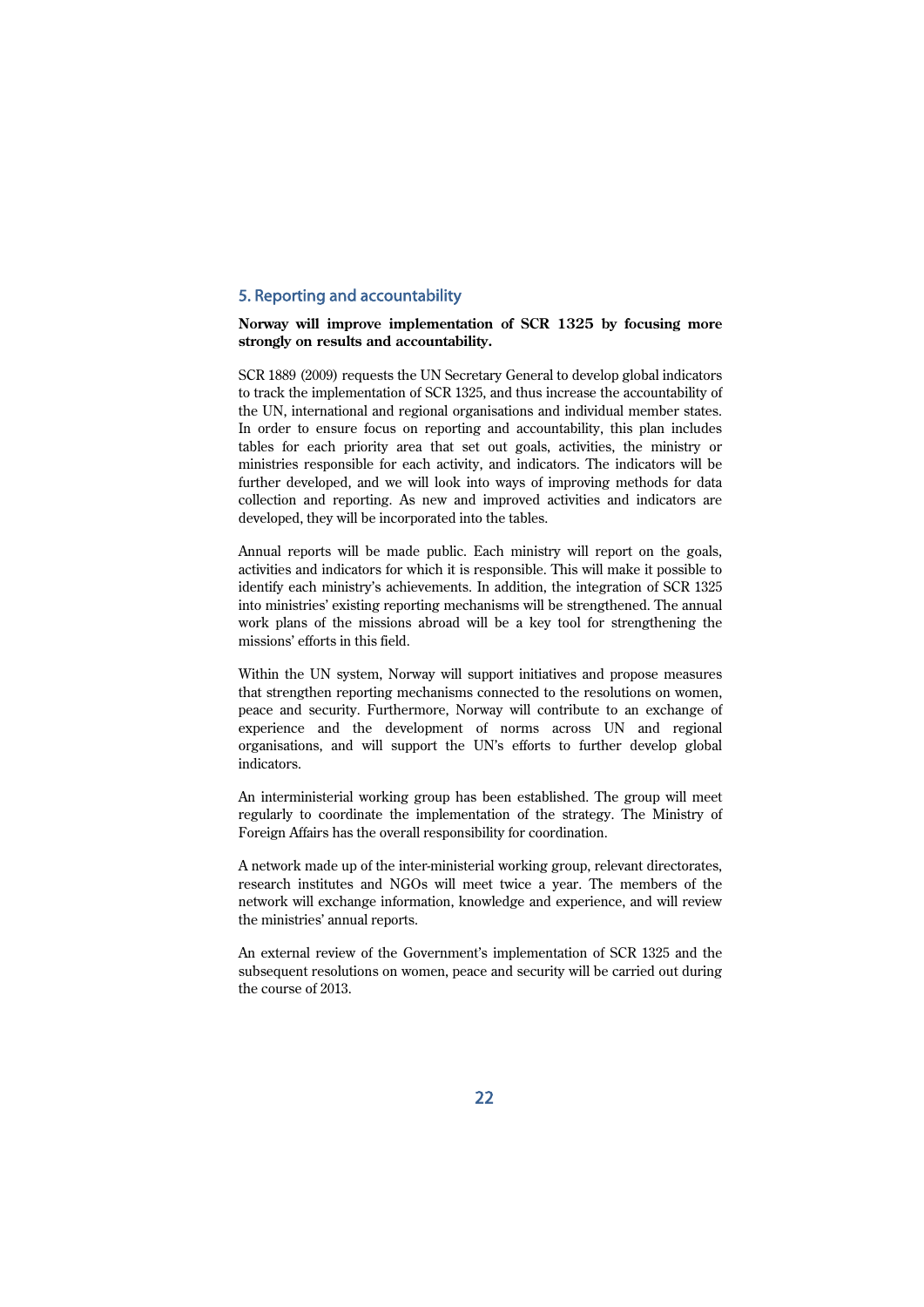## 5. Reporting and accountability

**Norway will improve implementation of SCR 1325 by focusing more strongly on results and accountability.**

SCR 1889 (2009) requests the UN Secretary General to develop global indicators to track the implementation of SCR 1325, and thus increase the accountability of the UN, international and regional organisations and individual member states. In order to ensure focus on reporting and accountability, this plan includes tables for each priority area that set out goals, activities, the ministry or ministries responsible for each activity, and indicators. The indicators will be further developed, and we will look into ways of improving methods for data collection and reporting. As new and improved activities and indicators are developed, they will be incorporated into the tables.

Annual reports will be made public. Each ministry will report on the goals, activities and indicators for which it is responsible. This will make it possible to identify each ministry's achievements. In addition, the integration of SCR 1325 into ministries' existing reporting mechanisms will be strengthened. The annual work plans of the missions abroad will be a key tool for strengthening the missions' efforts in this field.

Within the UN system, Norway will support initiatives and propose measures that strengthen reporting mechanisms connected to the resolutions on women, peace and security. Furthermore, Norway will contribute to an exchange of experience and the development of norms across UN and regional organisations, and will support the UN's efforts to further develop global indicators.

An interministerial working group has been established. The group will meet regularly to coordinate the implementation of the strategy. The Ministry of Foreign Affairs has the overall responsibility for coordination.

A network made up of the inter-ministerial working group, relevant directorates, research institutes and NGOs will meet twice a year. The members of the network will exchange information, knowledge and experience, and will review the ministries' annual reports.

An external review of the Government's implementation of SCR 1325 and the subsequent resolutions on women, peace and security will be carried out during the course of 2013.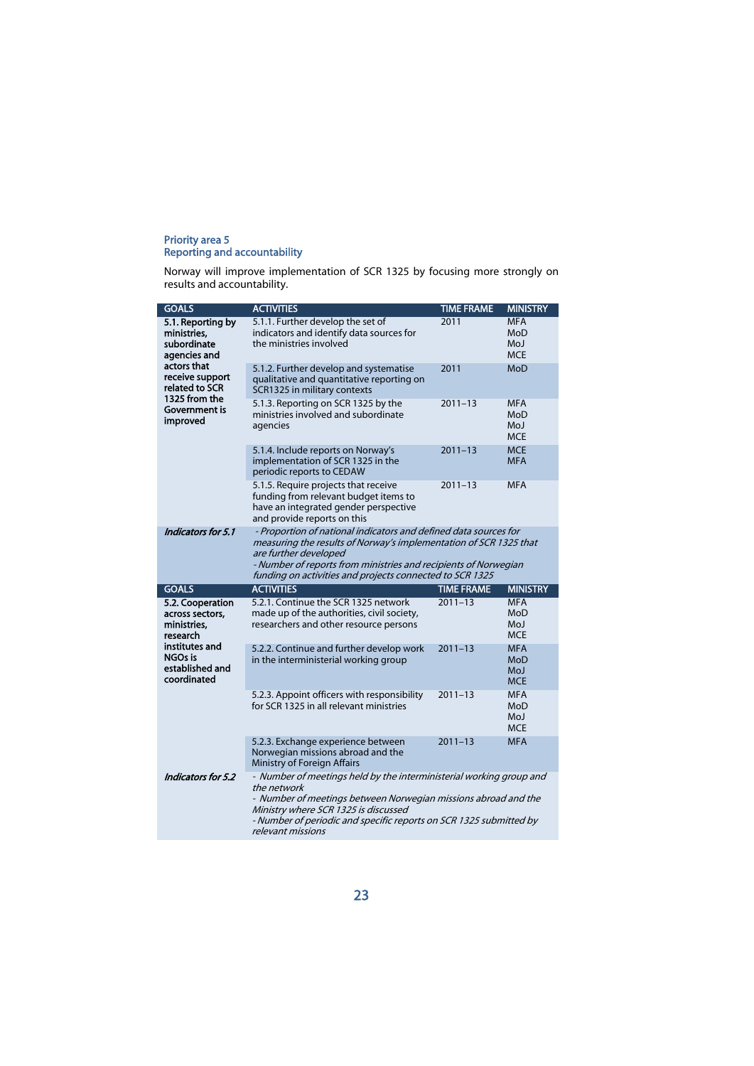## Priority area 5
## Reporting and accountability

Norway will improve implementation of SCR 1325 by focusing more strongly on results and accountability.

| GOALS | ACTIVITIES | TIME FRAME | MINISTRY |
|---|---|---|---|
| **5.1. Reporting by ministries, subordinate agencies and actors that receive support related to SCR 1325 from the Government is improved** | 5.1.1. Further develop the set of indicators and identify data sources for the ministries involved | 2011 | MFA<br>MoD<br>MoJ<br>MCE |
| | 5.1.2. Further develop and systematise qualitative and quantitative reporting on SCR1325 in military contexts | 2011 | MoD |
| | 5.1.3. Reporting on SCR 1325 by the ministries involved and subordinate agencies | 2011–13 | MFA<br>MoD<br>MoJ<br>MCE |
| | 5.1.4. Include reports on Norway's implementation of SCR 1325 in the periodic reports to CEDAW | 2011–13 | MCE<br>MFA |
| | 5.1.5. Require projects that receive funding from relevant budget items to have an integrated gender perspective and provide reports on this | 2011–13 | MFA |
| ***Indicators for 5.1*** | *- Proportion of national indicators and defined data sources for measuring the results of Norway's implementation of SCR 1325 that are further developed*<br>*- Number of reports from ministries and recipients of Norwegian funding on activities and projects connected to SCR 1325* | | |

| GOALS | ACTIVITIES | TIME FRAME | MINISTRY |
|---|---|---|---|
| **5.2. Cooperation across sectors, ministries, research institutes and NGOs is established and coordinated** | 5.2.1. Continue the SCR 1325 network made up of the authorities, civil society, researchers and other resource persons | 2011–13 | MFA<br>MoD<br>MoJ<br>MCE |
| | 5.2.2. Continue and further develop work in the interministerial working group | 2011–13 | MFA<br>MoD<br>MoJ<br>MCE |
| | 5.2.3. Appoint officers with responsibility for SCR 1325 in all relevant ministries | 2011–13 | MFA<br>MoD<br>MoJ<br>MCE |
| | 5.2.3. Exchange experience between Norwegian missions abroad and the Ministry of Foreign Affairs | 2011–13 | MFA |
| ***Indicators for 5.2*** | *- Number of meetings held by the interministerial working group and the network*<br>*- Number of meetings between Norwegian missions abroad and the Ministry where SCR 1325 is discussed*<br>*- Number of periodic and specific reports on SCR 1325 submitted by relevant missions* | | |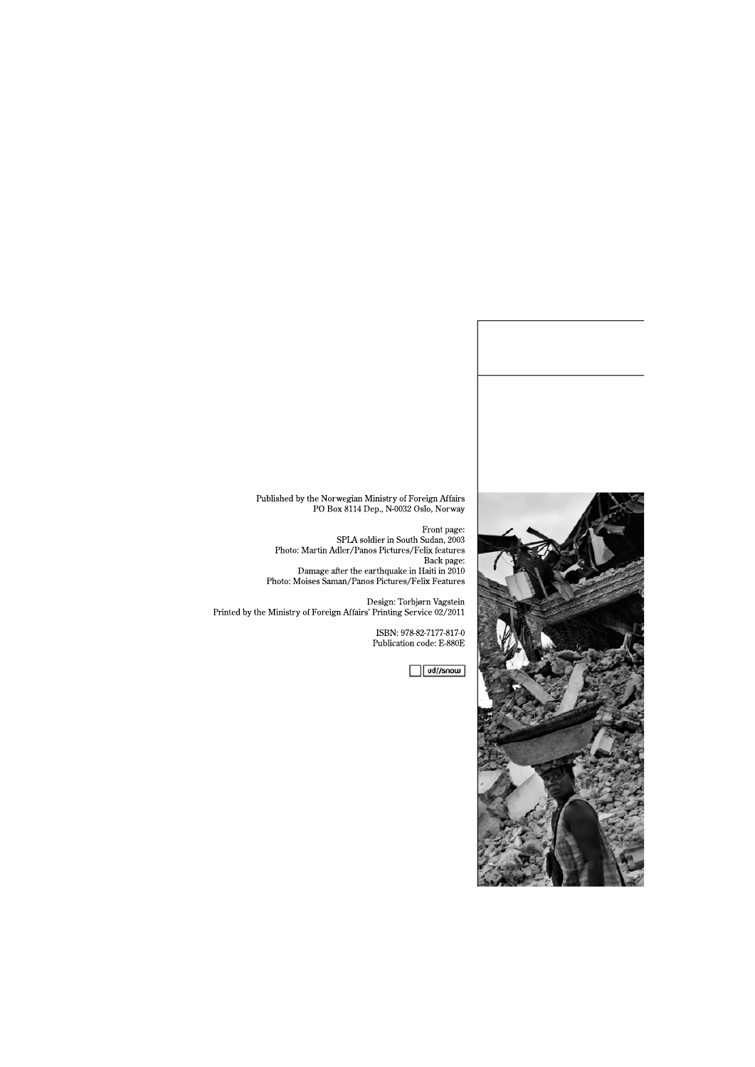Published by the Norwegian Ministry of Foreign Affairs
PO Box 8114 Dep., N-0032 Oslo, Norway

Front page:
SPLA soldier in South Sudan, 2003
Photo: Martin Adler/Panos Pictures/Felix features
Back page:
Damage after the earthquake in Haiti in 2010
Photo: Moises Saman/Panos Pictures/Felix Features

Design: Torbjørn Vagstein
Printed by the Ministry of Foreign Affairs' Printing Service 02/2011

ISBN: 978-82-7177-817-0
Publication code: E-880E